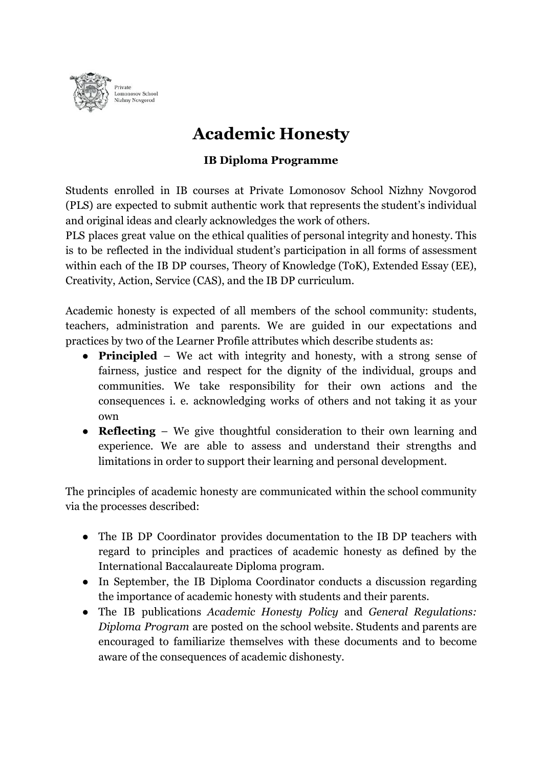Private
Lomonosov School
Nizhny Novgorod

# Academic Honesty

### IB Diploma Programme

Students enrolled in IB courses at Private Lomonosov School Nizhny Novgorod (PLS) are expected to submit authentic work that represents the student's individual and original ideas and clearly acknowledges the work of others.
PLS places great value on the ethical qualities of personal integrity and honesty. This is to be reflected in the individual student's participation in all forms of assessment within each of the IB DP courses, Theory of Knowledge (ToK), Extended Essay (EE), Creativity, Action, Service (CAS), and the IB DP curriculum.

Academic honesty is expected of all members of the school community: students, teachers, administration and parents. We are guided in our expectations and practices by two of the Learner Profile attributes which describe students as:

- **Principled** – We act with integrity and honesty, with a strong sense of fairness, justice and respect for the dignity of the individual, groups and communities. We take responsibility for their own actions and the consequences i. e. acknowledging works of others and not taking it as your own
- **Reflecting** – We give thoughtful consideration to their own learning and experience. We are able to assess and understand their strengths and limitations in order to support their learning and personal development.

The principles of academic honesty are communicated within the school community via the processes described:

- The IB DP Coordinator provides documentation to the IB DP teachers with regard to principles and practices of academic honesty as defined by the International Baccalaureate Diploma program.
- In September, the IB Diploma Coordinator conducts a discussion regarding the importance of academic honesty with students and their parents.
- The IB publications *Academic Honesty Policy* and *General Regulations: Diploma Program* are posted on the school website. Students and parents are encouraged to familiarize themselves with these documents and to become aware of the consequences of academic dishonesty.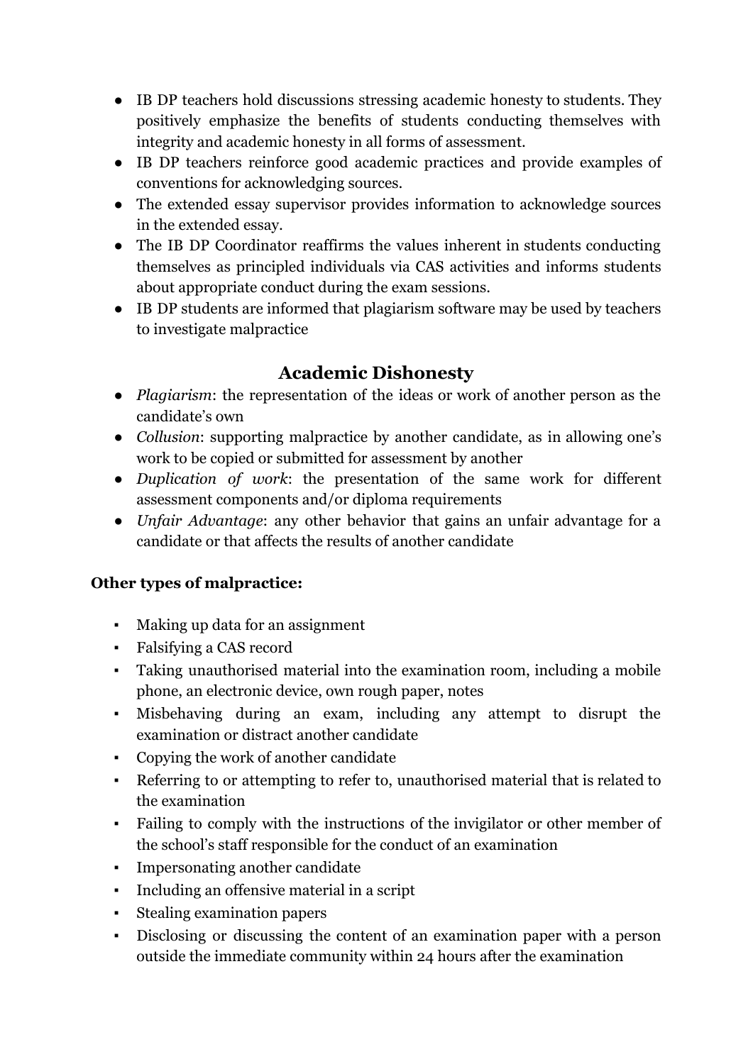- IB DP teachers hold discussions stressing academic honesty to students. They positively emphasize the benefits of students conducting themselves with integrity and academic honesty in all forms of assessment.
- IB DP teachers reinforce good academic practices and provide examples of conventions for acknowledging sources.
- The extended essay supervisor provides information to acknowledge sources in the extended essay.
- The IB DP Coordinator reaffirms the values inherent in students conducting themselves as principled individuals via CAS activities and informs students about appropriate conduct during the exam sessions.
- IB DP students are informed that plagiarism software may be used by teachers to investigate malpractice

## Academic Dishonesty

- *Plagiarism*: the representation of the ideas or work of another person as the candidate's own
- *Collusion*: supporting malpractice by another candidate, as in allowing one's work to be copied or submitted for assessment by another
- *Duplication of work*: the presentation of the same work for different assessment components and/or diploma requirements
- *Unfair Advantage*: any other behavior that gains an unfair advantage for a candidate or that affects the results of another candidate

**Other types of malpractice:**

- Making up data for an assignment
- Falsifying a CAS record
- Taking unauthorised material into the examination room, including a mobile phone, an electronic device, own rough paper, notes
- Misbehaving during an exam, including any attempt to disrupt the examination or distract another candidate
- Copying the work of another candidate
- Referring to or attempting to refer to, unauthorised material that is related to the examination
- Failing to comply with the instructions of the invigilator or other member of the school's staff responsible for the conduct of an examination
- Impersonating another candidate
- Including an offensive material in a script
- Stealing examination papers
- Disclosing or discussing the content of an examination paper with a person outside the immediate community within 24 hours after the examination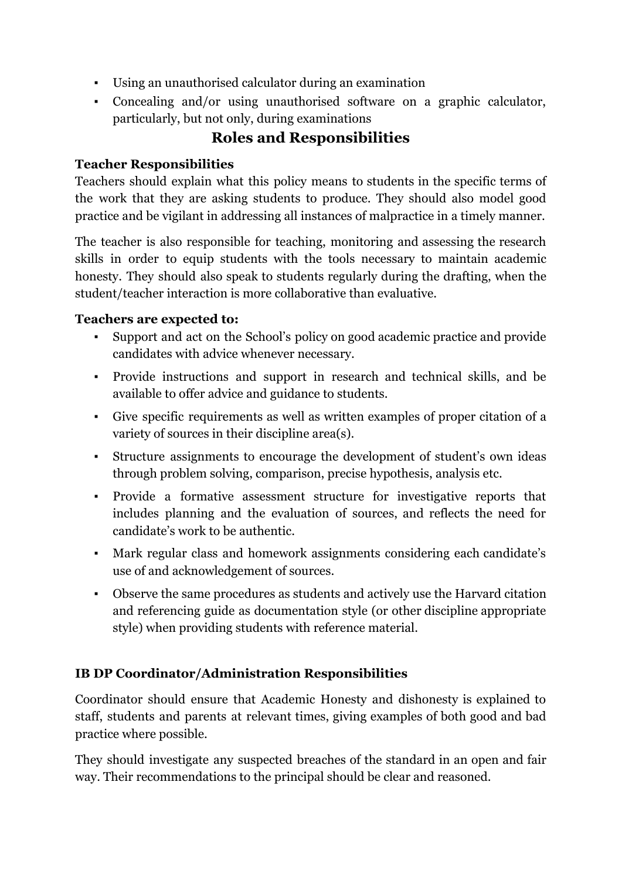- Using an unauthorised calculator during an examination
- Concealing and/or using unauthorised software on a graphic calculator, particularly, but not only, during examinations

## Roles and Responsibilities

**Teacher Responsibilities**

Teachers should explain what this policy means to students in the specific terms of the work that they are asking students to produce. They should also model good practice and be vigilant in addressing all instances of malpractice in a timely manner.

The teacher is also responsible for teaching, monitoring and assessing the research skills in order to equip students with the tools necessary to maintain academic honesty. They should also speak to students regularly during the drafting, when the student/teacher interaction is more collaborative than evaluative.

**Teachers are expected to:**

- Support and act on the School's policy on good academic practice and provide candidates with advice whenever necessary.
- Provide instructions and support in research and technical skills, and be available to offer advice and guidance to students.
- Give specific requirements as well as written examples of proper citation of a variety of sources in their discipline area(s).
- Structure assignments to encourage the development of student's own ideas through problem solving, comparison, precise hypothesis, analysis etc.
- Provide a formative assessment structure for investigative reports that includes planning and the evaluation of sources, and reflects the need for candidate's work to be authentic.
- Mark regular class and homework assignments considering each candidate's use of and acknowledgement of sources.
- Observe the same procedures as students and actively use the Harvard citation and referencing guide as documentation style (or other discipline appropriate style) when providing students with reference material.

**IB DP Coordinator/Administration Responsibilities**

Coordinator should ensure that Academic Honesty and dishonesty is explained to staff, students and parents at relevant times, giving examples of both good and bad practice where possible.

They should investigate any suspected breaches of the standard in an open and fair way. Their recommendations to the principal should be clear and reasoned.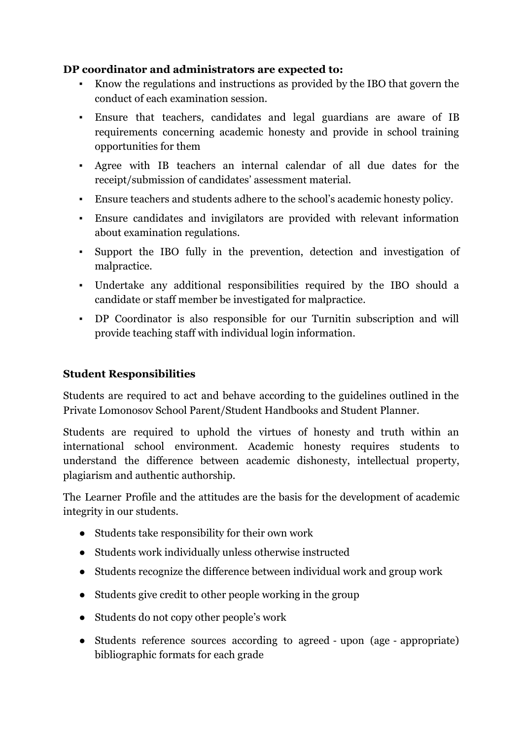**DP coordinator and administrators are expected to:**

- Know the regulations and instructions as provided by the IBO that govern the conduct of each examination session.
- Ensure that teachers, candidates and legal guardians are aware of IB requirements concerning academic honesty and provide in school training opportunities for them
- Agree with IB teachers an internal calendar of all due dates for the receipt/submission of candidates' assessment material.
- Ensure teachers and students adhere to the school's academic honesty policy.
- Ensure candidates and invigilators are provided with relevant information about examination regulations.
- Support the IBO fully in the prevention, detection and investigation of malpractice.
- Undertake any additional responsibilities required by the IBO should a candidate or staff member be investigated for malpractice.
- DP Coordinator is also responsible for our Turnitin subscription and will provide teaching staff with individual login information.

**Student Responsibilities**

Students are required to act and behave according to the guidelines outlined in the Private Lomonosov School Parent/Student Handbooks and Student Planner.

Students are required to uphold the virtues of honesty and truth within an international school environment. Academic honesty requires students to understand the difference between academic dishonesty, intellectual property, plagiarism and authentic authorship.

The Learner Profile and the attitudes are the basis for the development of academic integrity in our students.

- Students take responsibility for their own work
- Students work individually unless otherwise instructed
- Students recognize the difference between individual work and group work
- Students give credit to other people working in the group
- Students do not copy other people's work
- Students reference sources according to agreed - upon (age - appropriate) bibliographic formats for each grade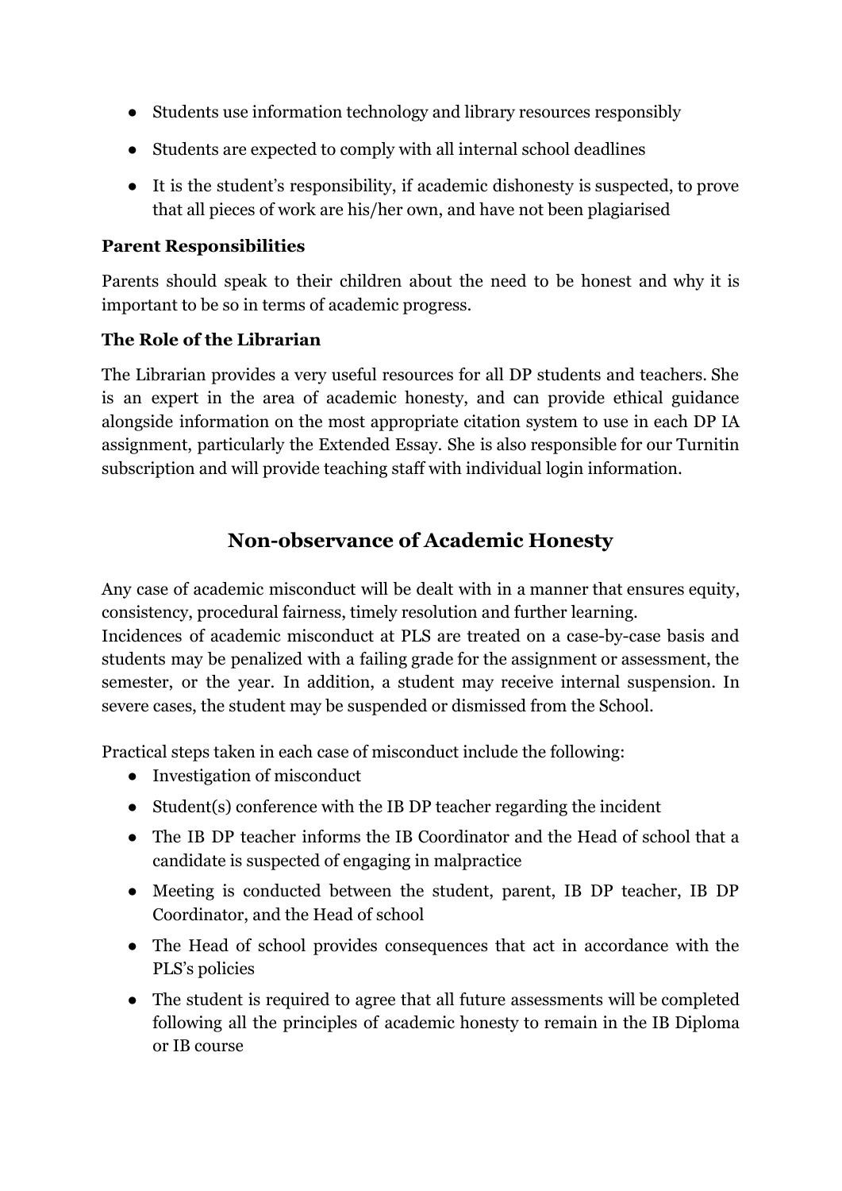- Students use information technology and library resources responsibly
- Students are expected to comply with all internal school deadlines
- It is the student's responsibility, if academic dishonesty is suspected, to prove that all pieces of work are his/her own, and have not been plagiarised

**Parent Responsibilities**

Parents should speak to their children about the need to be honest and why it is important to be so in terms of academic progress.

**The Role of the Librarian**

The Librarian provides a very useful resources for all DP students and teachers. She is an expert in the area of academic honesty, and can provide ethical guidance alongside information on the most appropriate citation system to use in each DP IA assignment, particularly the Extended Essay. She is also responsible for our Turnitin subscription and will provide teaching staff with individual login information.

## Non-observance of Academic Honesty

Any case of academic misconduct will be dealt with in a manner that ensures equity, consistency, procedural fairness, timely resolution and further learning.
Incidences of academic misconduct at PLS are treated on a case-by-case basis and students may be penalized with a failing grade for the assignment or assessment, the semester, or the year. In addition, a student may receive internal suspension. In severe cases, the student may be suspended or dismissed from the School.

Practical steps taken in each case of misconduct include the following:

- Investigation of misconduct
- Student(s) conference with the IB DP teacher regarding the incident
- The IB DP teacher informs the IB Coordinator and the Head of school that a candidate is suspected of engaging in malpractice
- Meeting is conducted between the student, parent, IB DP teacher, IB DP Coordinator, and the Head of school
- The Head of school provides consequences that act in accordance with the PLS's policies
- The student is required to agree that all future assessments will be completed following all the principles of academic honesty to remain in the IB Diploma or IB course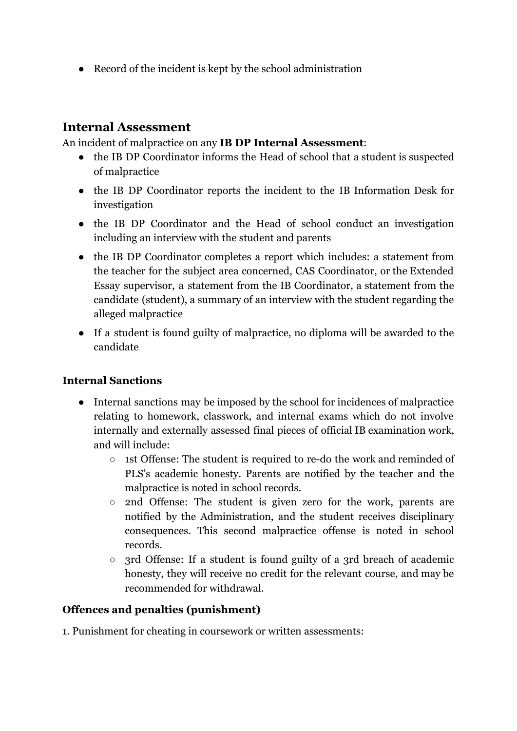- Record of the incident is kept by the school administration

## Internal Assessment

An incident of malpractice on any **IB DP Internal Assessment**:

- the IB DP Coordinator informs the Head of school that a student is suspected of malpractice
- the IB DP Coordinator reports the incident to the IB Information Desk for investigation
- the IB DP Coordinator and the Head of school conduct an investigation including an interview with the student and parents
- the IB DP Coordinator completes a report which includes: a statement from the teacher for the subject area concerned, CAS Coordinator, or the Extended Essay supervisor, a statement from the IB Coordinator, a statement from the candidate (student), a summary of an interview with the student regarding the alleged malpractice
- If a student is found guilty of malpractice, no diploma will be awarded to the candidate

### Internal Sanctions

- Internal sanctions may be imposed by the school for incidences of malpractice relating to homework, classwork, and internal exams which do not involve internally and externally assessed final pieces of official IB examination work, and will include:
  - 1st Offense: The student is required to re-do the work and reminded of PLS's academic honesty. Parents are notified by the teacher and the malpractice is noted in school records.
  - 2nd Offense: The student is given zero for the work, parents are notified by the Administration, and the student receives disciplinary consequences. This second malpractice offense is noted in school records.
  - 3rd Offense: If a student is found guilty of a 3rd breach of academic honesty, they will receive no credit for the relevant course, and may be recommended for withdrawal.

### Offences and penalties (punishment)

1. Punishment for cheating in coursework or written assessments: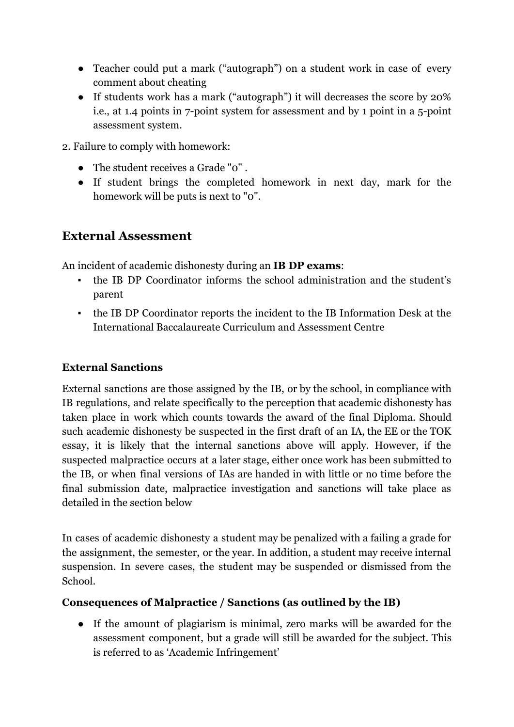- Teacher could put a mark ("autograph") on a student work in case of every comment about cheating
- If students work has a mark ("autograph") it will decreases the score by 20% i.e., at 1.4 points in 7-point system for assessment and by 1 point in a 5-point assessment system.

2. Failure to comply with homework:

- The student receives a Grade "0" .
- If student brings the completed homework in next day, mark for the homework will be puts is next to "0".

## External Assessment

An incident of academic dishonesty during an **IB DP exams**:

- the IB DP Coordinator informs the school administration and the student's parent
- the IB DP Coordinator reports the incident to the IB Information Desk at the International Baccalaureate Curriculum and Assessment Centre

### External Sanctions

External sanctions are those assigned by the IB, or by the school, in compliance with IB regulations, and relate specifically to the perception that academic dishonesty has taken place in work which counts towards the award of the final Diploma. Should such academic dishonesty be suspected in the first draft of an IA, the EE or the TOK essay, it is likely that the internal sanctions above will apply. However, if the suspected malpractice occurs at a later stage, either once work has been submitted to the IB, or when final versions of IAs are handed in with little or no time before the final submission date, malpractice investigation and sanctions will take place as detailed in the section below

In cases of academic dishonesty a student may be penalized with a failing a grade for the assignment, the semester, or the year. In addition, a student may receive internal suspension. In severe cases, the student may be suspended or dismissed from the School.

### Consequences of Malpractice / Sanctions (as outlined by the IB)

- If the amount of plagiarism is minimal, zero marks will be awarded for the assessment component, but a grade will still be awarded for the subject. This is referred to as 'Academic Infringement'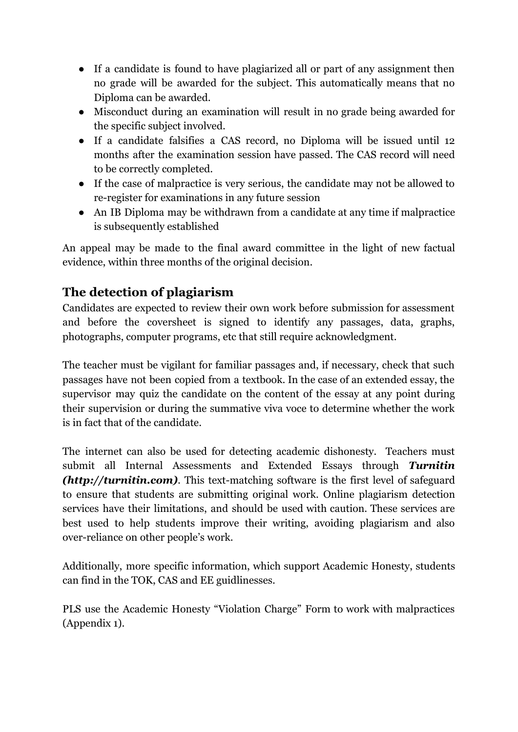- If a candidate is found to have plagiarized all or part of any assignment then no grade will be awarded for the subject. This automatically means that no Diploma can be awarded.
- Misconduct during an examination will result in no grade being awarded for the specific subject involved.
- If a candidate falsifies a CAS record, no Diploma will be issued until 12 months after the examination session have passed. The CAS record will need to be correctly completed.
- If the case of malpractice is very serious, the candidate may not be allowed to re-register for examinations in any future session
- An IB Diploma may be withdrawn from a candidate at any time if malpractice is subsequently established

An appeal may be made to the final award committee in the light of new factual evidence, within three months of the original decision.

## The detection of plagiarism

Candidates are expected to review their own work before submission for assessment and before the coversheet is signed to identify any passages, data, graphs, photographs, computer programs, etc that still require acknowledgment.

The teacher must be vigilant for familiar passages and, if necessary, check that such passages have not been copied from a textbook. In the case of an extended essay, the supervisor may quiz the candidate on the content of the essay at any point during their supervision or during the summative viva voce to determine whether the work is in fact that of the candidate.

The internet can also be used for detecting academic dishonesty. Teachers must submit all Internal Assessments and Extended Essays through ***Turnitin (http://turnitin.com)***. This text-matching software is the first level of safeguard to ensure that students are submitting original work. Online plagiarism detection services have their limitations, and should be used with caution. These services are best used to help students improve their writing, avoiding plagiarism and also over-reliance on other people's work.

Additionally, more specific information, which support Academic Honesty, students can find in the TOK, CAS and EE guidlinesses.

PLS use the Academic Honesty "Violation Charge" Form to work with malpractices (Appendix 1).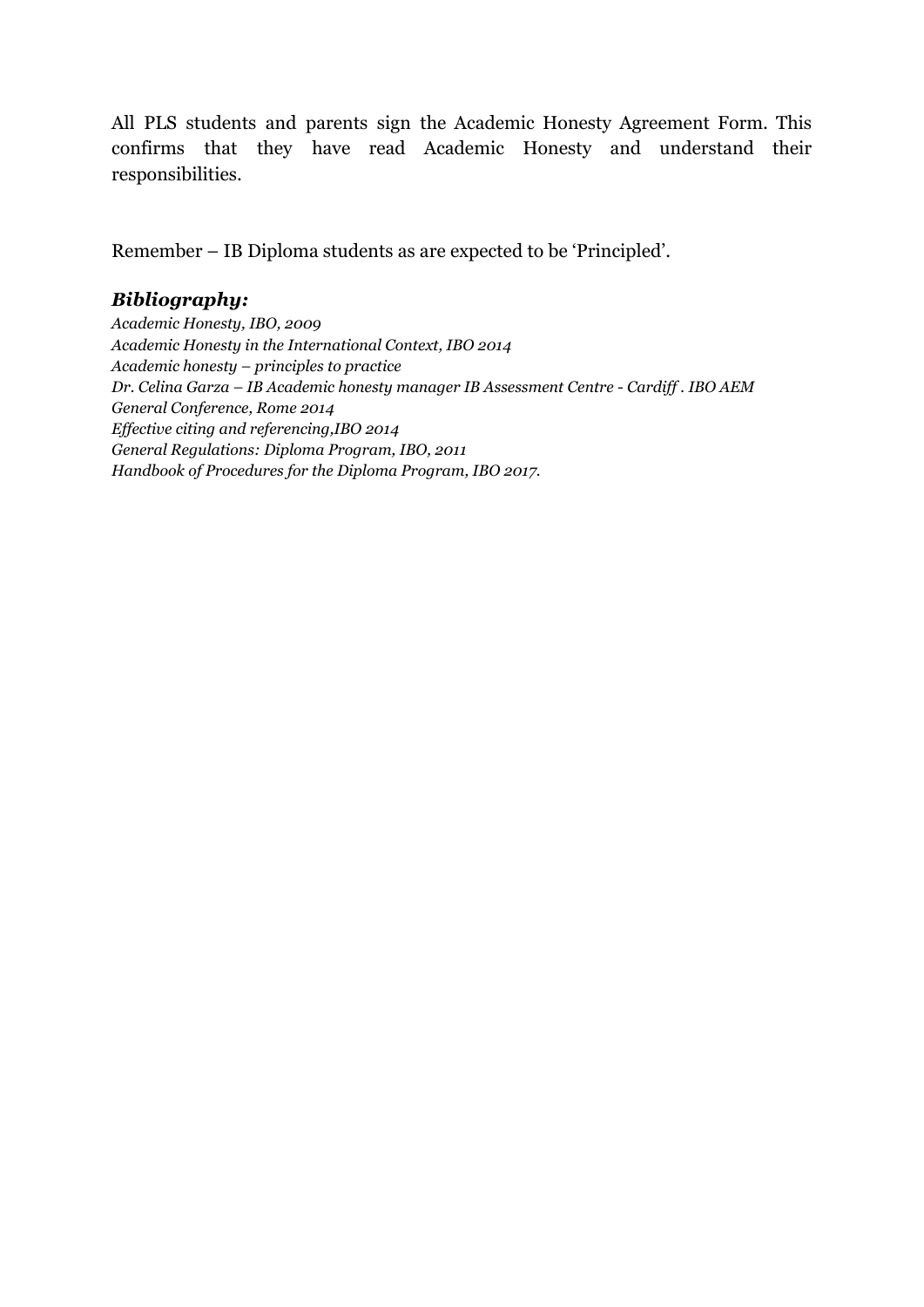All PLS students and parents sign the Academic Honesty Agreement Form. This confirms that they have read Academic Honesty and understand their responsibilities.

Remember – IB Diploma students as are expected to be 'Principled'.

### *Bibliography:*

*Academic Honesty, IBO, 2009*  
*Academic Honesty in the International Context, IBO 2014*  
*Academic honesty – principles to practice*  
*Dr. Celina Garza – IB Academic honesty manager IB Assessment Centre - Cardiff . IBO AEM General Conference, Rome 2014*  
*Effective citing and referencing,IBO 2014*  
*General Regulations: Diploma Program, IBO, 2011*  
*Handbook of Procedures for the Diploma Program, IBO 2017.*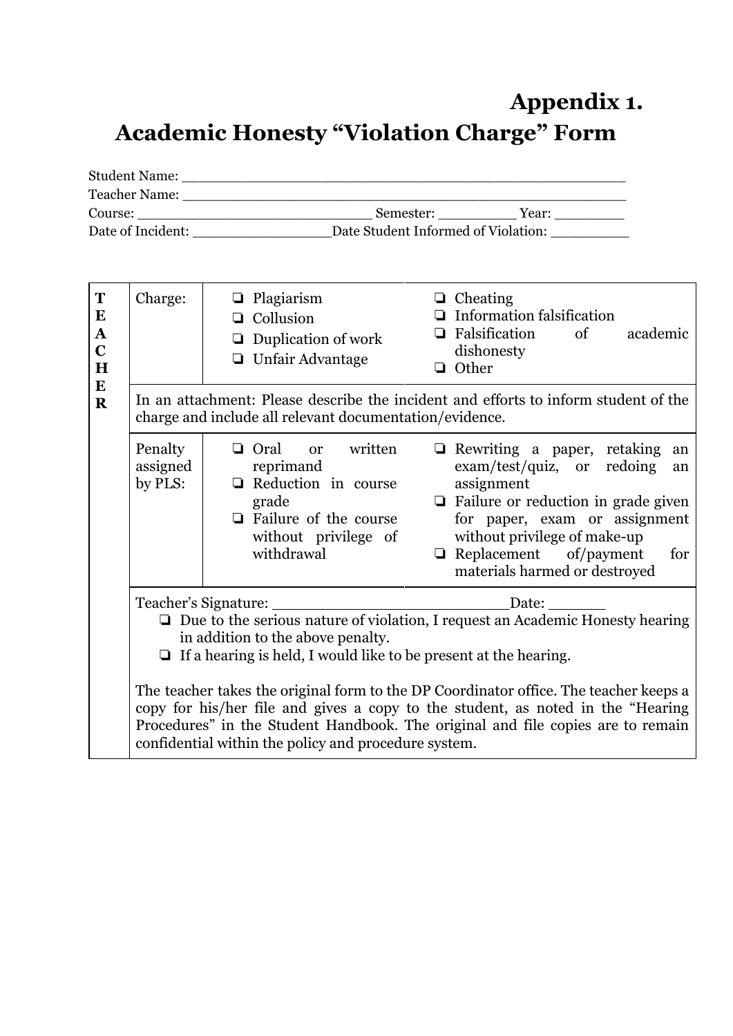# Appendix 1.
# Academic Honesty "Violation Charge" Form

Student Name: ___________________________________________________

Teacher Name: ___________________________________________________

Course: ____________________________ Semester: __________ Year: _________

Date of Incident: _________________Date Student Informed of Violation: __________

| TEACHER | | | |
|---|---|---|---|
| | Charge: | ❏ Plagiarism<br>❏ Collusion<br>❏ Duplication of work<br>❏ Unfair Advantage | ❏ Cheating<br>❏ Information falsification<br>❏ Falsification of academic dishonesty<br>❏ Other |
| | In an attachment: Please describe the incident and efforts to inform student of the charge and include all relevant documentation/evidence. | | |
| | Penalty assigned by PLS: | ❏ Oral or written reprimand<br>❏ Reduction in course grade<br>❏ Failure of the course without privilege of withdrawal | ❏ Rewriting a paper, retaking an exam/test/quiz, or redoing an assignment<br>❏ Failure or reduction in grade given for paper, exam or assignment without privilege of make-up<br>❏ Replacement of/payment for materials harmed or destroyed |
| | Teacher's Signature: ___________________________Date: _______<br>❏ Due to the serious nature of violation, I request an Academic Honesty hearing in addition to the above penalty.<br>❏ If a hearing is held, I would like to be present at the hearing.<br><br>The teacher takes the original form to the DP Coordinator office. The teacher keeps a copy for his/her file and gives a copy to the student, as noted in the "Hearing Procedures" in the Student Handbook. The original and file copies are to remain confidential within the policy and procedure system. | | |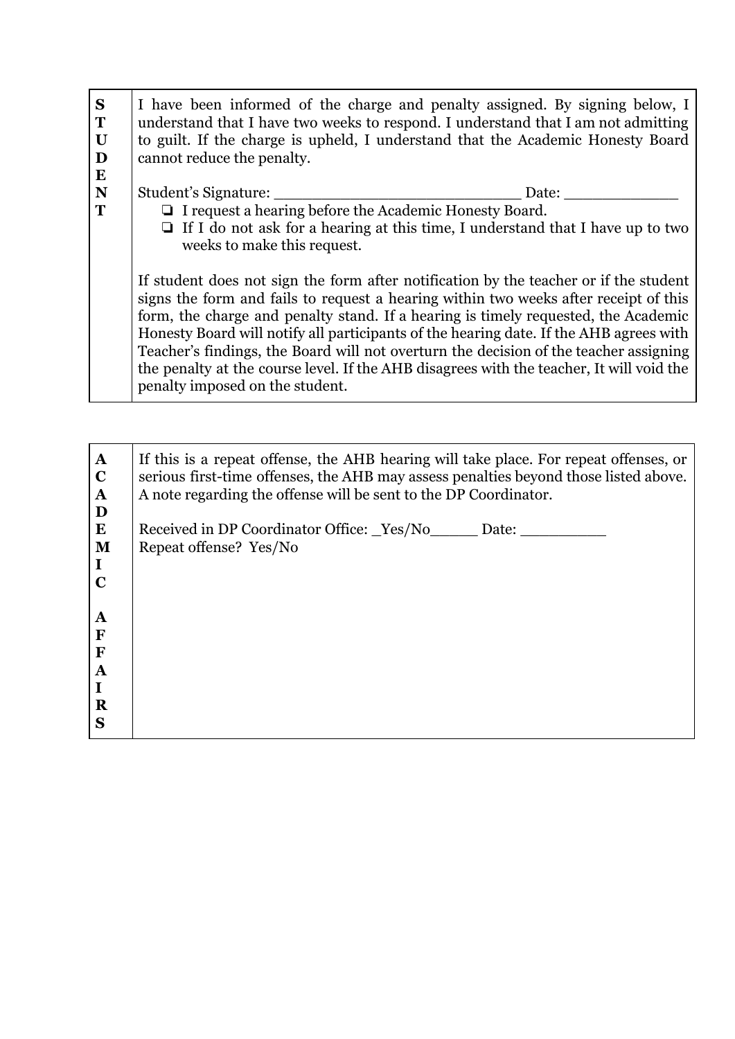| | |
|---|---|
| **STUDENT** | I have been informed of the charge and penalty assigned. By signing below, I understand that I have two weeks to respond. I understand that I am not admitting to guilt. If the charge is upheld, I understand that the Academic Honesty Board cannot reduce the penalty.<br><br>Student's Signature: ___________________________ Date: _____________<br>❏ I request a hearing before the Academic Honesty Board.<br>❏ If I do not ask for a hearing at this time, I understand that I have up to two weeks to make this request.<br><br>If student does not sign the form after notification by the teacher or if the student signs the form and fails to request a hearing within two weeks after receipt of this form, the charge and penalty stand. If a hearing is timely requested, the Academic Honesty Board will notify all participants of the hearing date. If the AHB agrees with Teacher's findings, the Board will not overturn the decision of the teacher assigning the penalty at the course level. If the AHB disagrees with the teacher, It will void the penalty imposed on the student. |

| | |
|---|---|
| **ACADEMIC AFFAIRS** | If this is a repeat offense, the AHB hearing will take place. For repeat offenses, or serious first-time offenses, the AHB may assess penalties beyond those listed above. A note regarding the offense will be sent to the DP Coordinator.<br><br>Received in DP Coordinator Office: _Yes/No_____ Date: __________<br>Repeat offense? Yes/No |